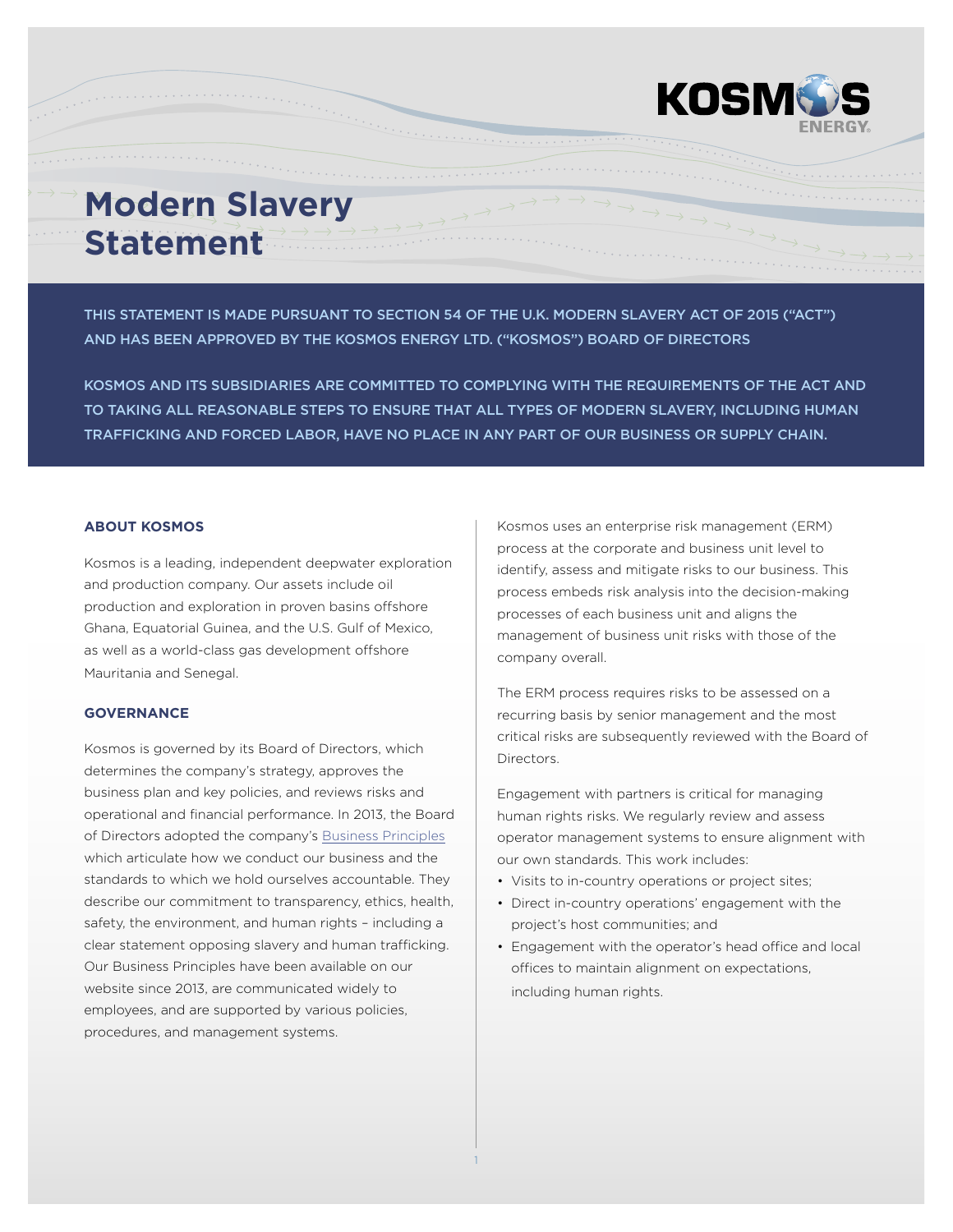# Modern Slavery Statement

THIS STATEMENT IS MADE PURSUANT TO SECTION 54 OF THE U.K. MODERN SLAVERY ACT OF 2015 ("ACT") AND HAS BEEN APPROVED BY THE KOSMOS ENERGY LTD. ("KOSMOS") BOARD OF DIRECTORS

KOSMOS AND ITS SUBSIDIARIES ARE COMMITTED TO COMPLYING WITH THE REQUIREMENTS OF THE ACT AND TO TAKING ALL REASONABLE STEPS TO ENSURE THAT ALL TYPES OF MODERN SLAVERY, INCLUDING HUMAN TRAFFICKING AND FORCED LABOR, HAVE NO PLACE IN ANY PART OF OUR BUSINESS OR SUPPLY CHAIN.

### ABOUT KOSMOS

Kosmos is a leading, independent deepwater exploration and production company. Our assets include oil production and exploration in proven basins offshore Ghana, Equatorial Guinea, and the U.S. Gulf of Mexico, as well as a world-class gas development offshore Mauritania and Senegal.

### GOVERNANCE

Kosmos is governed by its Board of Directors, which determines the company's strategy, approves the business plan and key policies, and reviews risks and operational and financial performance. In 2013, the Board of Directors adopted the company's Business Principles which articulate how we conduct our business and the standards to which we hold ourselves accountable. They describe our commitment to transparency, ethics, health, safety, the environment, and human rights – including a clear statement opposing slavery and human trafficking. Our Business Principles have been available on our website since 2013, are communicated widely to employees, and are supported by various policies, procedures, and management systems.

Kosmos uses an enterprise risk management (ERM) process at the corporate and business unit level to identify, assess and mitigate risks to our business. This process embeds risk analysis into the decision-making processes of each business unit and aligns the management of business unit risks with those of the company overall.

The ERM process requires risks to be assessed on a recurring basis by senior management and the most critical risks are subsequently reviewed with the Board of Directors.

Engagement with partners is critical for managing human rights risks. We regularly review and assess operator management systems to ensure alignment with our own standards. This work includes:

- Visits to in-country operations or project sites;
- Direct in-country operations' engagement with the project's host communities; and
- Engagement with the operator's head office and local offices to maintain alignment on expectations, including human rights.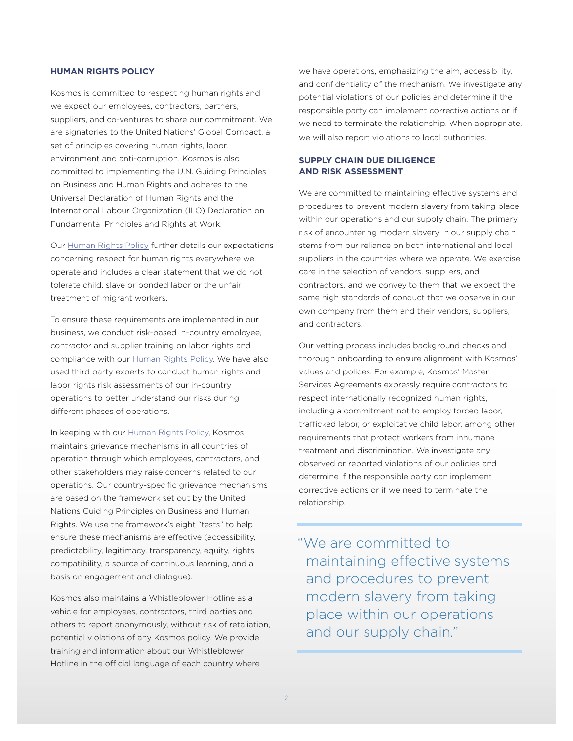## HUMAN RIGHTS POLICY

Kosmos is committed to respecting human rights and we expect our employees, contractors, partners, suppliers, and co-venturers to share our commitment. We are signatories to the United Nations' Global Compact, a set of principles covering human rights, labor, environment and anti-corruption. Kosmos is also committed to implementing the U.N. Guiding Principles on Business and Human Rights and adheres to the Universal Declaration of Human Rights and the International Labour Organization (ILO) Declaration on Fundamental Principles and Rights at Work.

Our Human Rights Policy further details our expectations concerning respect for human rights everywhere we operate and includes a clear statement that we do not tolerate child, slave or bonded labor or the unfair treatment of migrant workers.

To ensure these requirements are implemented in our business, we conduct risk-based in-country employee, contractor and supplier training on labor rights and compliance with our Human Rights Policy. We have also used third party experts to conduct human rights and labor rights risk assessments of our in-country operations to better understand our risks during different phases of operations.

In keeping with our Human Rights Policy, Kosmos maintains grievance mechanisms in all countries of operation through which employees, contractors, and other stakeholders may raise concerns related to our operations. Our country-specific grievance mechanisms are based on the framework set out by the United Nations Guiding Principles on Business and Human Rights. We use the framework's eight "tests" to help ensure these mechanisms are effective (accessibility, predictability, legitimacy, transparency, equity, rights compatibility, a source of continuous learning, and a basis on engagement and dialogue).

Kosmos also maintains a Whistleblower Hotline as a vehicle for employees, contractors, third parties and others to report anonymously, without risk of retaliation, potential violations of any Kosmos policy. We provide training and information about our Whistleblower Hotline in the official language of each country where we have operations, emphasizing the aim, accessibility, and confidentiality of the mechanism. We investigate any potential violations of our policies and determine if the responsible party can implement corrective actions or if we need to terminate the relationship. When appropriate, we will also report violations to local authorities.

## SUPPLY CHAIN DUE DILIGENCE AND RISK ASSESSMENT

We are committed to maintaining effective systems and procedures to prevent modern slavery from taking place within our operations and our supply chain. The primary risk of encountering modern slavery in our supply chain stems from our reliance on both international and local suppliers in the countries where we operate. We exercise care in the selection of vendors, suppliers, and contractors, and we convey to them that we expect the same high standards of conduct that we observe in our own company from them and their vendors, suppliers, and contractors.

Our vetting process includes background checks and thorough onboarding to ensure alignment with Kosmos' values and polices. For example, Kosmos' Master Services Agreements expressly require contractors to respect internationally recognized human rights, including a commitment not to employ forced labor, trafficked labor, or exploitative child labor, among other requirements that protect workers from inhumane treatment and discrimination. We investigate any observed or reported violations of our policies and determine if the responsible party can implement corrective actions or if we need to terminate the relationship.

> "We are committed to maintaining effective systems and procedures to prevent modern slavery from taking place within our operations and our supply chain."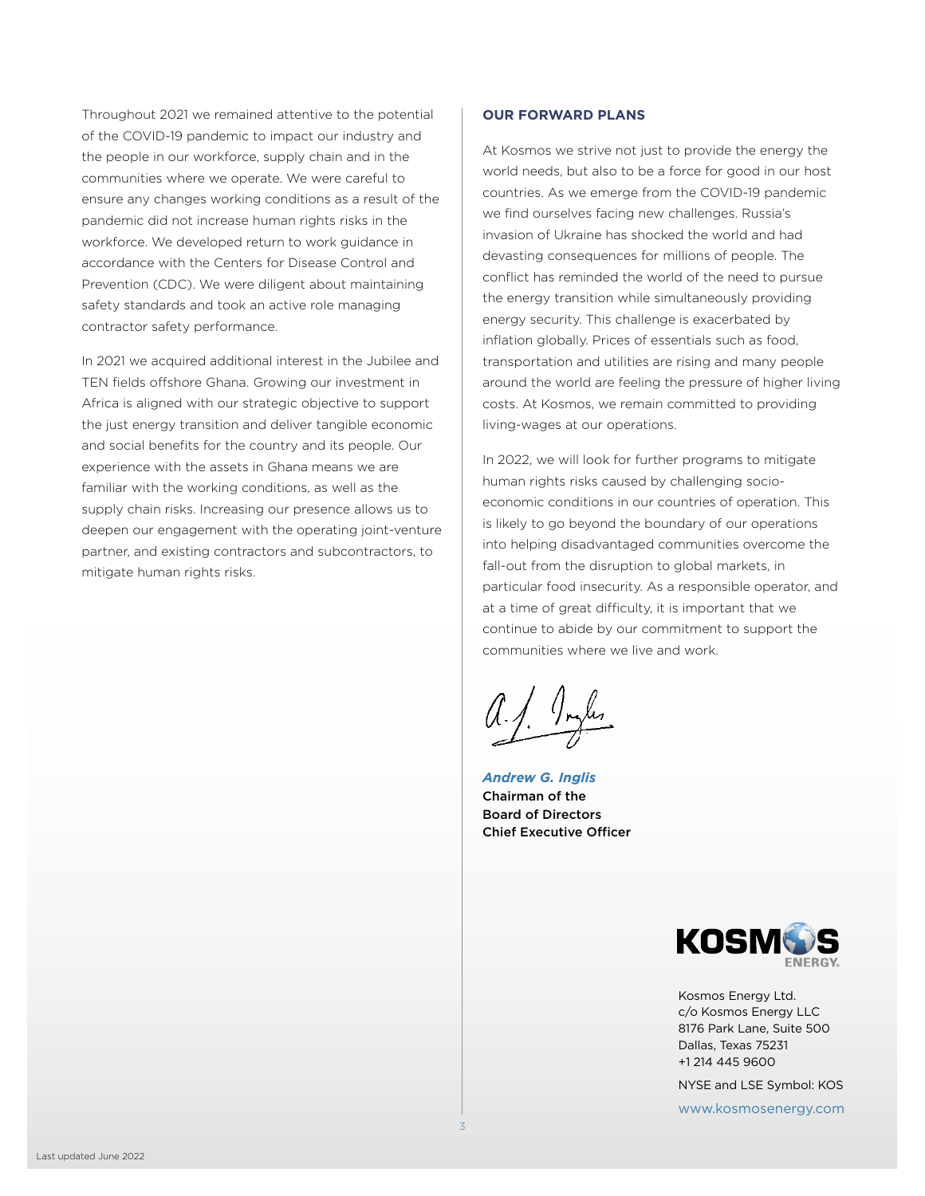Throughout 2021 we remained attentive to the potential of the COVID-19 pandemic to impact our industry and the people in our workforce, supply chain and in the communities where we operate. We were careful to ensure any changes working conditions as a result of the pandemic did not increase human rights risks in the workforce. We developed return to work guidance in accordance with the Centers for Disease Control and Prevention (CDC). We were diligent about maintaining safety standards and took an active role managing contractor safety performance.

In 2021 we acquired additional interest in the Jubilee and TEN fields offshore Ghana. Growing our investment in Africa is aligned with our strategic objective to support the just energy transition and deliver tangible economic and social benefits for the country and its people. Our experience with the assets in Ghana means we are familiar with the working conditions, as well as the supply chain risks. Increasing our presence allows us to deepen our engagement with the operating joint-venture partner, and existing contractors and subcontractors, to mitigate human rights risks.

## OUR FORWARD PLANS

At Kosmos we strive not just to provide the energy the world needs, but also to be a force for good in our host countries. As we emerge from the COVID-19 pandemic we find ourselves facing new challenges. Russia's invasion of Ukraine has shocked the world and had devasting consequences for millions of people. The conflict has reminded the world of the need to pursue the energy transition while simultaneously providing energy security. This challenge is exacerbated by inflation globally. Prices of essentials such as food, transportation and utilities are rising and many people around the world are feeling the pressure of higher living costs. At Kosmos, we remain committed to providing living-wages at our operations.

In 2022, we will look for further programs to mitigate human rights risks caused by challenging socio-economic conditions in our countries of operation. This is likely to go beyond the boundary of our operations into helping disadvantaged communities overcome the fall-out from the disruption to global markets, in particular food insecurity. As a responsible operator, and at a time of great difficulty, it is important that we continue to abide by our commitment to support the communities where we live and work.

***Andrew G. Inglis***
**Chairman of the**
**Board of Directors**
**Chief Executive Officer**

KOSMOS ENERGY

Kosmos Energy Ltd.
c/o Kosmos Energy LLC
8176 Park Lane, Suite 500
Dallas, Texas 75231
+1 214 445 9600

NYSE and LSE Symbol: KOS

www.kosmosenergy.com

Last updated June 2022